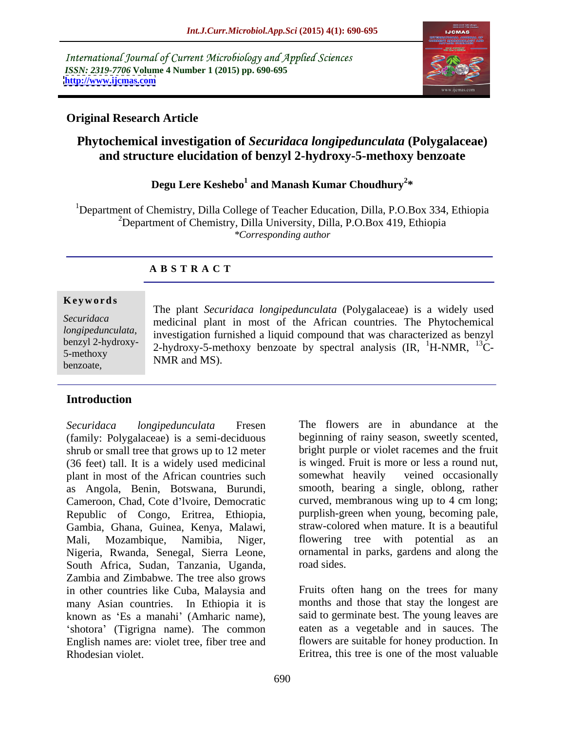International Journal of Current Microbiology and Applied Sciences
*ISSN: 2319-7706* **Volume 4 Number 1 (2015) pp. 690-695**
**http://www.ijcmas.com**

**Original Research Article**

# Phytochemical investigation of *Securidaca longipedunculata* (Polygalaceae) and structure elucidation of benzyl 2-hydroxy-5-methoxy benzoate

**Degu Lere Keshebo[1] and Manash Kumar Choudhury[2]***

[1]Department of Chemistry, Dilla College of Teacher Education, Dilla, P.O.Box 334, Ethiopia
[2]Department of Chemistry, Dilla University, Dilla, P.O.Box 419, Ethiopia
*\*Corresponding author*

## A B S T R A C T

**Keywords**

*Securidaca longipedunculata*, benzyl 2-hydroxy-5-methoxy benzoate,

The plant *Securidaca longipedunculata* (Polygalaceae) is a widely used medicinal plant in most of the African countries. The Phytochemical investigation furnished a liquid compound that was characterized as benzyl 2-hydroxy-5-methoxy benzoate by spectral analysis (IR, $^{1}$H-NMR, $^{13}$C-NMR and MS).

## Introduction

*Securidaca longipedunculata* Fresen (family: Polygalaceae) is a semi-deciduous shrub or small tree that grows up to 12 meter (36 feet) tall. It is a widely used medicinal plant in most of the African countries such as Angola, Benin, Botswana, Burundi, Cameroon, Chad, Cote d'lvoire, Democratic Republic of Congo, Eritrea, Ethiopia, Gambia, Ghana, Guinea, Kenya, Malawi, Mali, Mozambique, Namibia, Niger, Nigeria, Rwanda, Senegal, Sierra Leone, South Africa, Sudan, Tanzania, Uganda, Zambia and Zimbabwe. The tree also grows in other countries like Cuba, Malaysia and many Asian countries. In Ethiopia it is known as 'Es a manahi' (Amharic name), 'shotora' (Tigrigna name). The common English names are: violet tree, fiber tree and Rhodesian violet.

The flowers are in abundance at the beginning of rainy season, sweetly scented, bright purple or violet racemes and the fruit is winged. Fruit is more or less a round nut, somewhat heavily veined occasionally smooth, bearing a single, oblong, rather curved, membranous wing up to 4 cm long; purplish-green when young, becoming pale, straw-colored when mature. It is a beautiful flowering tree with potential as an ornamental in parks, gardens and along the road sides.

Fruits often hang on the trees for many months and those that stay the longest are said to germinate best. The young leaves are eaten as a vegetable and in sauces. The flowers are suitable for honey production. In Eritrea, this tree is one of the most valuable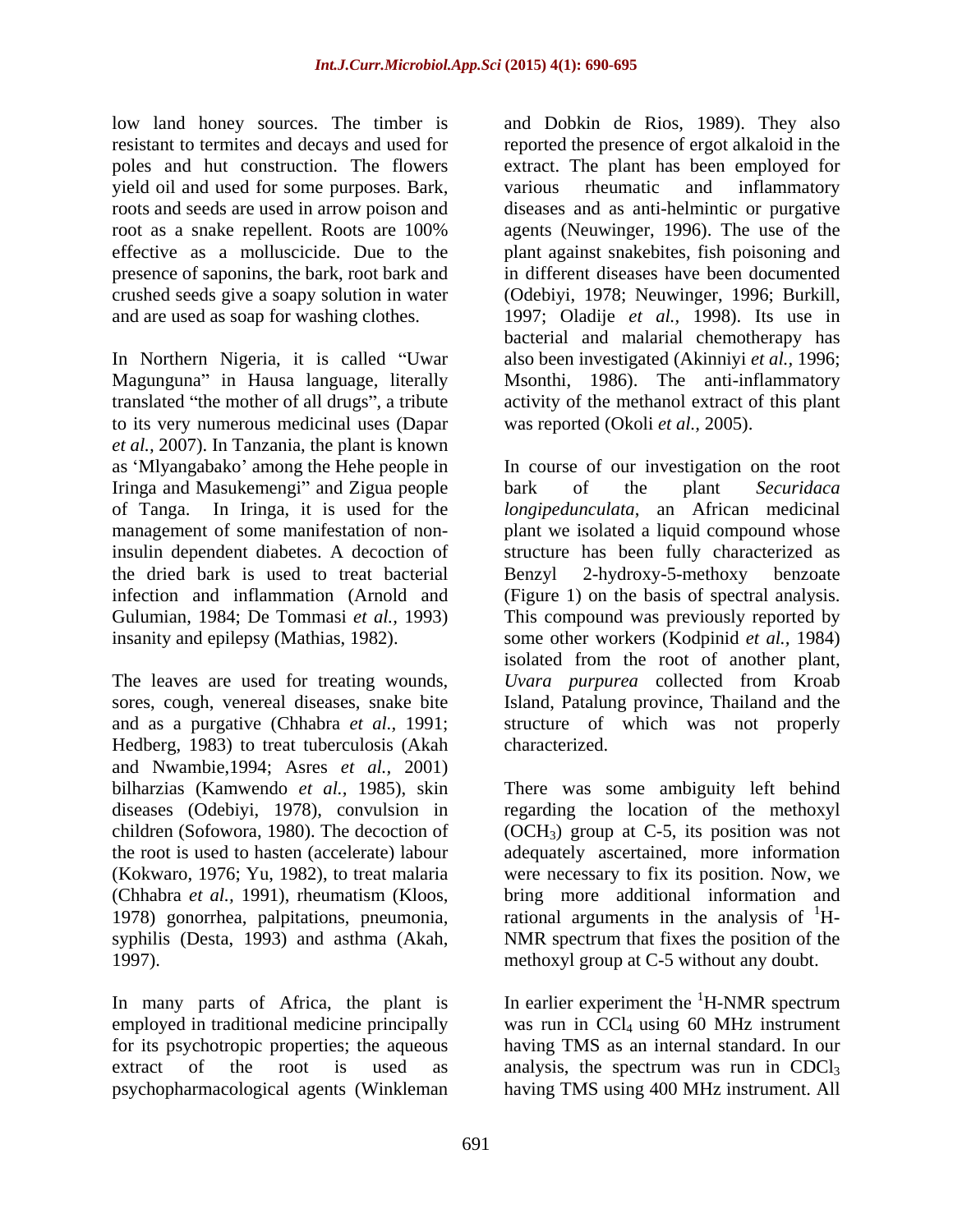low land honey sources. The timber is resistant to termites and decays and used for poles and hut construction. The flowers yield oil and used for some purposes. Bark, roots and seeds are used in arrow poison and root as a snake repellent. Roots are 100% effective as a molluscicide. Due to the presence of saponins, the bark, root bark and crushed seeds give a soapy solution in water and are used as soap for washing clothes.

In Northern Nigeria, it is called "Uwar Magunguna" in Hausa language, literally translated "the mother of all drugs", a tribute to its very numerous medicinal uses (Dapar *et al.,* 2007). In Tanzania, the plant is known as 'Mlyangabako' among the Hehe people in Iringa and Masukemengi" and Zigua people of Tanga. In Iringa, it is used for the management of some manifestation of non-insulin dependent diabetes. A decoction of the dried bark is used to treat bacterial infection and inflammation (Arnold and Gulumian, 1984; De Tommasi *et al.,* 1993) insanity and epilepsy (Mathias, 1982).

The leaves are used for treating wounds, sores, cough, venereal diseases, snake bite and as a purgative (Chhabra *et al.,* 1991; Hedberg, 1983) to treat tuberculosis (Akah and Nwambie,1994; Asres *et al.,* 2001) bilharzias (Kamwendo *et al.,* 1985), skin diseases (Odebiyi, 1978), convulsion in children (Sofowora, 1980). The decoction of the root is used to hasten (accelerate) labour (Kokwaro, 1976; Yu, 1982), to treat malaria (Chhabra *et al.,* 1991), rheumatism (Kloos, 1978) gonorrhea, palpitations, pneumonia, syphilis (Desta, 1993) and asthma (Akah, 1997).

In many parts of Africa, the plant is employed in traditional medicine principally for its psychotropic properties; the aqueous extract of the root is used as psychopharmacological agents (Winkleman and Dobkin de Rios, 1989). They also reported the presence of ergot alkaloid in the extract. The plant has been employed for various rheumatic and inflammatory diseases and as anti-helmintic or purgative agents (Neuwinger, 1996). The use of the plant against snakebites, fish poisoning and in different diseases have been documented (Odebiyi, 1978; Neuwinger, 1996; Burkill, 1997; Oladije *et al.,* 1998). Its use in bacterial and malarial chemotherapy has also been investigated (Akinniyi *et al.,* 1996; Msonthi, 1986). The anti-inflammatory activity of the methanol extract of this plant was reported (Okoli *et al.,* 2005).

In course of our investigation on the root bark of the plant *Securidaca longipedunculata*, an African medicinal plant we isolated a liquid compound whose structure has been fully characterized as Benzyl 2-hydroxy-5-methoxy benzoate (Figure 1) on the basis of spectral analysis. This compound was previously reported by some other workers (Kodpinid *et al.,* 1984) isolated from the root of another plant, *Uvara purpurea* collected from Kroab Island, Patalung province, Thailand and the structure of which was not properly characterized.

There was some ambiguity left behind regarding the location of the methoxyl ($OCH_3$) group at C-5, its position was not adequately ascertained, more information were necessary to fix its position. Now, we bring more additional information and rational arguments in the analysis of $^{1}H$-NMR spectrum that fixes the position of the methoxyl group at C-5 without any doubt.

In earlier experiment the $^{1}H$-NMR spectrum was run in $CCl_4$ using 60 MHz instrument having TMS as an internal standard. In our analysis, the spectrum was run in $CDCl_3$ having TMS using 400 MHz instrument. All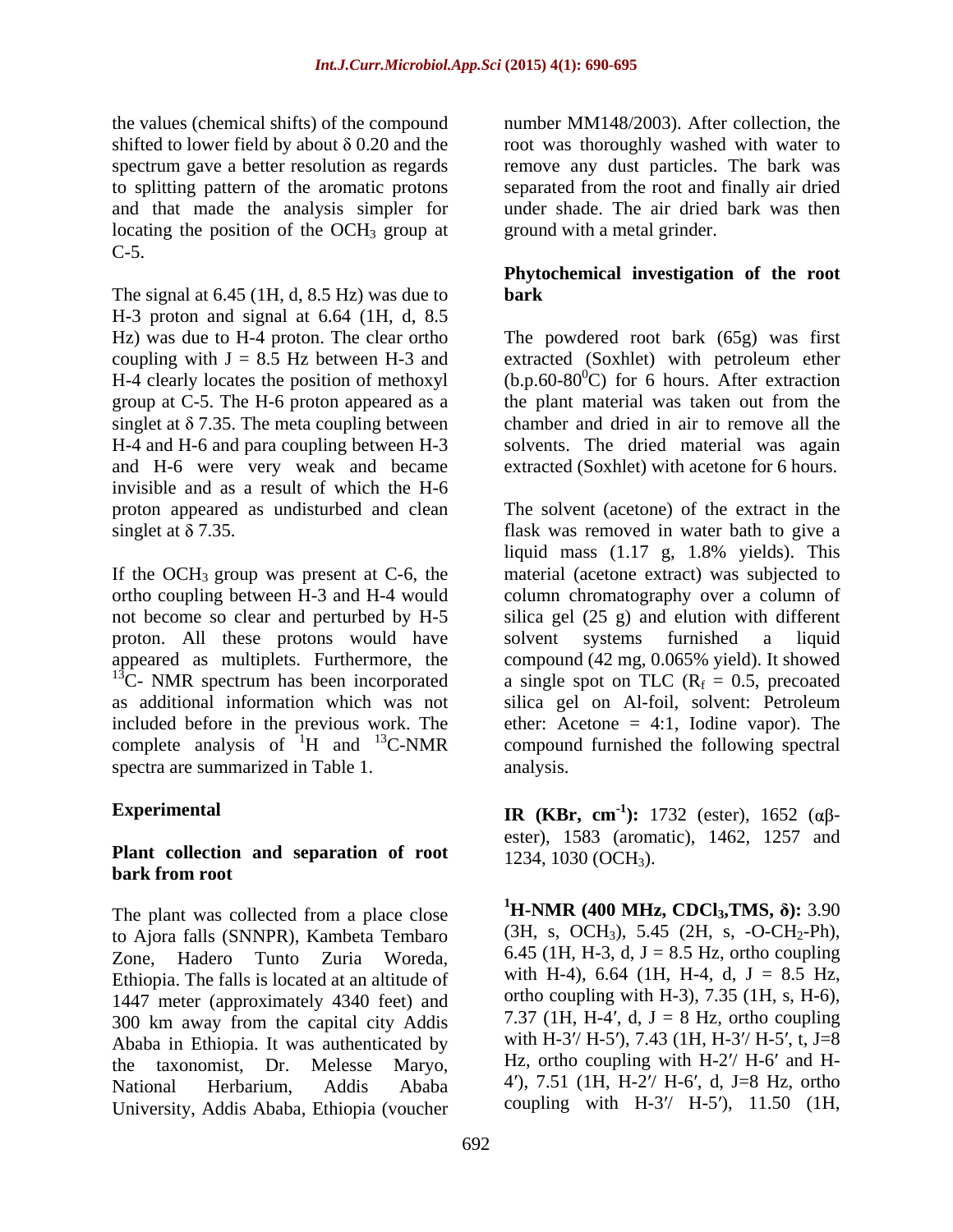the values (chemical shifts) of the compound shifted to lower field by about δ 0.20 and the spectrum gave a better resolution as regards to splitting pattern of the aromatic protons and that made the analysis simpler for locating the position of the $OCH_3$ group at C-5.

The signal at 6.45 (1H, d, 8.5 Hz) was due to H-3 proton and signal at 6.64 (1H, d, 8.5 Hz) was due to H-4 proton. The clear ortho coupling with J = 8.5 Hz between H-3 and H-4 clearly locates the position of methoxyl group at C-5. The H-6 proton appeared as a singlet at δ 7.35. The meta coupling between H-4 and H-6 and para coupling between H-3 and H-6 were very weak and became invisible and as a result of which the H-6 proton appeared as undisturbed and clean singlet at δ 7.35.

If the $OCH_3$ group was present at C-6, the ortho coupling between H-3 and H-4 would not become so clear and perturbed by H-5 proton. All these protons would have appeared as multiplets. Furthermore, the $^{13}C$- NMR spectrum has been incorporated as additional information which was not included before in the previous work. The complete analysis of $^{1}H$ and $^{13}C$-NMR spectra are summarized in Table 1.

## Experimental

### Plant collection and separation of root bark from root

The plant was collected from a place close to Ajora falls (SNNPR), Kambeta Tembaro Zone, Hadero Tunto Zuria Woreda, Ethiopia. The falls is located at an altitude of 1447 meter (approximately 4340 feet) and 300 km away from the capital city Addis Ababa in Ethiopia. It was authenticated by the taxonomist, Dr. Melesse Maryo, National Herbarium, Addis Ababa University, Addis Ababa, Ethiopia (voucher number MM148/2003). After collection, the root was thoroughly washed with water to remove any dust particles. The bark was separated from the root and finally air dried under shade. The air dried bark was then ground with a metal grinder.

### Phytochemical investigation of the root bark

The powdered root bark (65g) was first extracted (Soxhlet) with petroleum ether (b.p.60-80$^{0}$C) for 6 hours. After extraction the plant material was taken out from the chamber and dried in air to remove all the solvents. The dried material was again extracted (Soxhlet) with acetone for 6 hours.

The solvent (acetone) of the extract in the flask was removed in water bath to give a liquid mass (1.17 g, 1.8% yields). This material (acetone extract) was subjected to column chromatography over a column of silica gel (25 g) and elution with different solvent systems furnished a liquid compound (42 mg, 0.065% yield). It showed a single spot on TLC ($R_f$ = 0.5, precoated silica gel on Al-foil, solvent: Petroleum ether: Acetone = 4:1, Iodine vapor). The compound furnished the following spectral analysis.

**IR (KBr, cm$^{-1}$):** 1732 (ester), 1652 (αβ-ester), 1583 (aromatic), 1462, 1257 and 1234, 1030 ($OCH_3$).

**$^{1}$H-NMR (400 MHz, $CDCl_3$,TMS, δ):** 3.90 (3H, s, $OCH_3$), 5.45 (2H, s, -O-$CH_2$-Ph), 6.45 (1H, H-3, d, J = 8.5 Hz, ortho coupling with H-4), 6.64 (1H, H-4, d, J = 8.5 Hz, ortho coupling with H-3), 7.35 (1H, s, H-6), 7.37 (1H, H-4′, d, J = 8 Hz, ortho coupling with H-3′/ H-5′), 7.43 (1H, H-3′/ H-5′, t, J=8 Hz, ortho coupling with H-2′/ H-6′ and H-4′), 7.51 (1H, H-2′/ H-6′, d, J=8 Hz, ortho coupling with H-3′/ H-5′), 11.50 (1H,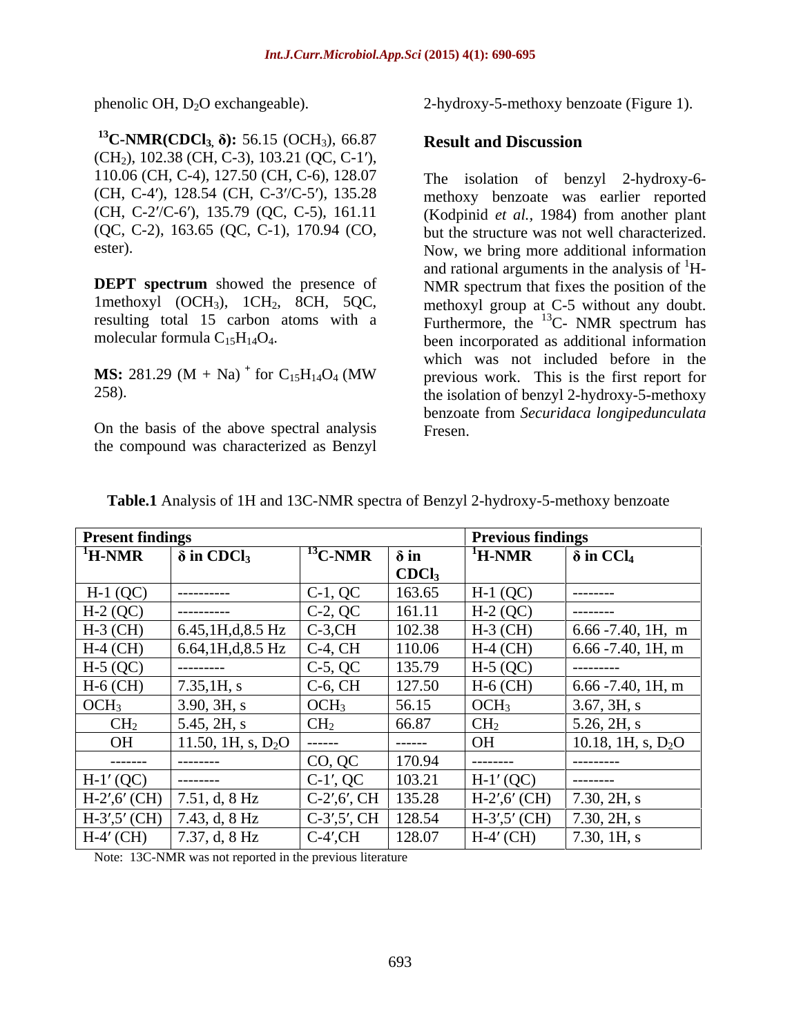phenolic OH, $D_2O$ exchangeable).

**$^{13}$C-NMR($CDCl_3$, δ):** 56.15 ($OCH_3$), 66.87 ($CH_2$), 102.38 (CH, C-3), 103.21 (QC, C-1′), 110.06 (CH, C-4), 127.50 (CH, C-6), 128.07 (CH, C-4′), 128.54 (CH, C-3′/C-5′), 135.28 (CH, C-2′/C-6′), 135.79 (QC, C-5), 161.11 (QC, C-2), 163.65 (QC, C-1), 170.94 (CO, ester).

**DEPT spectrum** showed the presence of 1methoxyl ($OCH_3$), 1$CH_2$, 8CH, 5QC, resulting total 15 carbon atoms with a molecular formula $C_{15}H_{14}O_4$.

**MS:** 281.29 $(M + Na)^+$ for $C_{15}H_{14}O_4$ (MW 258).

On the basis of the above spectral analysis the compound was characterized as Benzyl 2-hydroxy-5-methoxy benzoate (Figure 1).

## Result and Discussion

The isolation of benzyl 2-hydroxy-6-methoxy benzoate was earlier reported (Kodpinid *et al.,* 1984) from another plant but the structure was not well characterized. Now, we bring more additional information and rational arguments in the analysis of $^1$H-NMR spectrum that fixes the position of the methoxyl group at C-5 without any doubt. Furthermore, the $^{13}$C- NMR spectrum has been incorporated as additional information which was not included before in the previous work. This is the first report for the isolation of benzyl 2-hydroxy-5-methoxy benzoate from *Securidaca longipedunculata* Fresen.

**Table.1** Analysis of 1H and 13C-NMR spectra of Benzyl 2-hydroxy-5-methoxy benzoate

| **Present findings** | | | | **Previous findings** | |
|---|---|---|---|---|---|
| **$^1$H-NMR** | **δ in $CDCl_3$** | **$^{13}$C-NMR** | **δ in $CDCl_3$** | **$^1$H-NMR** | **δ in $CCl_4$** |
| H-1 (QC) | ---------- | C-1, QC | 163.65 | H-1 (QC) | -------- |
| H-2 (QC) | ---------- | C-2, QC | 161.11 | H-2 (QC) | -------- |
| H-3 (CH) | 6.45,1H,d,8.5 Hz | C-3,CH | 102.38 | H-3 (CH) | 6.66 -7.40, 1H, m |
| H-4 (CH) | 6.64,1H,d,8.5 Hz | C-4, CH | 110.06 | H-4 (CH) | 6.66 -7.40, 1H, m |
| H-5 (QC) | --------- | C-5, QC | 135.79 | H-5 (QC) | --------- |
| H-6 (CH) | 7.35,1H, s | C-6, CH | 127.50 | H-6 (CH) | 6.66 -7.40, 1H, m |
| $OCH_3$ | 3.90, 3H, s | $OCH_3$ | 56.15 | $OCH_3$ | 3.67, 3H, s |
| $CH_2$ | 5.45, 2H, s | $CH_2$ | 66.87 | $CH_2$ | 5.26, 2H, s |
| OH | 11.50, 1H, s, $D_2O$ | ------ | ------ | OH | 10.18, 1H, s, $D_2O$ |
| ------- | -------- | CO, QC | 170.94 | -------- | --------- |
| H-1′ (QC) | -------- | C-1′, QC | 103.21 | H-1′ (QC) | -------- |
| H-2′,6′ (CH) | 7.51, d, 8 Hz | C-2′,6′, CH | 135.28 | H-2′,6′ (CH) | 7.30, 2H, s |
| H-3′,5′ (CH) | 7.43, d, 8 Hz | C-3′,5′, CH | 128.54 | H-3′,5′ (CH) | 7.30, 2H, s |
| H-4′ (CH) | 7.37, d, 8 Hz | C-4′,CH | 128.07 | H-4′ (CH) | 7.30, 1H, s |

Note: 13C-NMR was not reported in the previous literature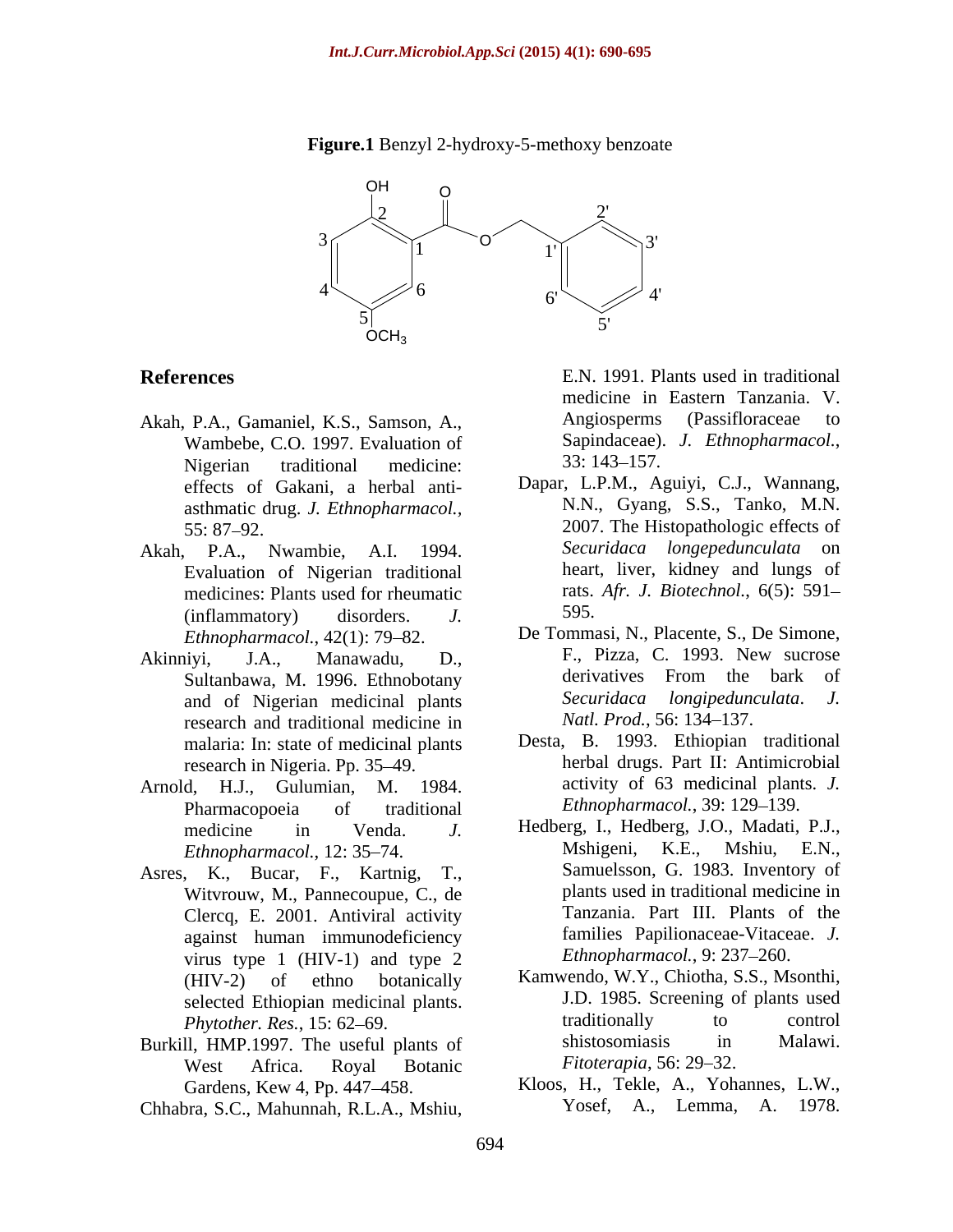**Figure.1** Benzyl 2-hydroxy-5-methoxy benzoate

## References

Akah, P.A., Gamaniel, K.S., Samson, A., Wambebe, C.O. 1997. Evaluation of Nigerian traditional medicine: effects of Gakani, a herbal anti-asthmatic drug. *J. Ethnopharmacol.*, 55: 87–92.

Akah, P.A., Nwambie, A.I. 1994. Evaluation of Nigerian traditional medicines: Plants used for rheumatic (inflammatory) disorders. *J. Ethnopharmacol.*, 42(1): 79–82.

Akinniyi, J.A., Manawadu, D., Sultanbawa, M. 1996. Ethnobotany and of Nigerian medicinal plants research and traditional medicine in malaria: In: state of medicinal plants research in Nigeria. Pp. 35–49.

Arnold, H.J., Gulumian, M. 1984. Pharmacopoeia of traditional medicine in Venda. *J. Ethnopharmacol.*, 12: 35–74.

Asres, K., Bucar, F., Kartnig, T., Witvrouw, M., Pannecoupue, C., de Clercq, E. 2001. Antiviral activity against human immunodeficiency virus type 1 (HIV-1) and type 2 (HIV-2) of ethno botanically selected Ethiopian medicinal plants. *Phytother. Res.*, 15: 62–69.

Burkill, HMP.1997. The useful plants of West Africa. Royal Botanic Gardens, Kew 4, Pp. 447–458.

Chhabra, S.C., Mahunnah, R.L.A., Mshiu, E.N. 1991. Plants used in traditional medicine in Eastern Tanzania. V. Angiosperms (Passifloraceae to Sapindaceae). *J. Ethnopharmacol.*, 33: 143–157.

Dapar, L.P.M., Aguiyi, C.J., Wannang, N.N., Gyang, S.S., Tanko, M.N. 2007. The Histopathologic effects of *Securidaca longepedunculata* on heart, liver, kidney and lungs of rats. *Afr. J. Biotechnol.*, 6(5): 591–595.

De Tommasi, N., Placente, S., De Simone, F., Pizza, C. 1993. New sucrose derivatives From the bark of *Securidaca longipedunculata*. *J. Natl. Prod.*, 56: 134–137.

Desta, B. 1993. Ethiopian traditional herbal drugs. Part II: Antimicrobial activity of 63 medicinal plants. *J. Ethnopharmacol.*, 39: 129–139.

Hedberg, I., Hedberg, J.O., Madati, P.J., Mshigeni, K.E., Mshiu, E.N., Samuelsson, G. 1983. Inventory of plants used in traditional medicine in Tanzania. Part III. Plants of the families Papilionaceae-Vitaceae. *J. Ethnopharmacol.*, 9: 237–260.

Kamwendo, W.Y., Chiotha, S.S., Msonthi, J.D. 1985. Screening of plants used traditionally to control shistosomiasis in Malawi. *Fitoterapia*, 56: 29–32.

Kloos, H., Tekle, A., Yohannes, L.W., Yosef, A., Lemma, A. 1978.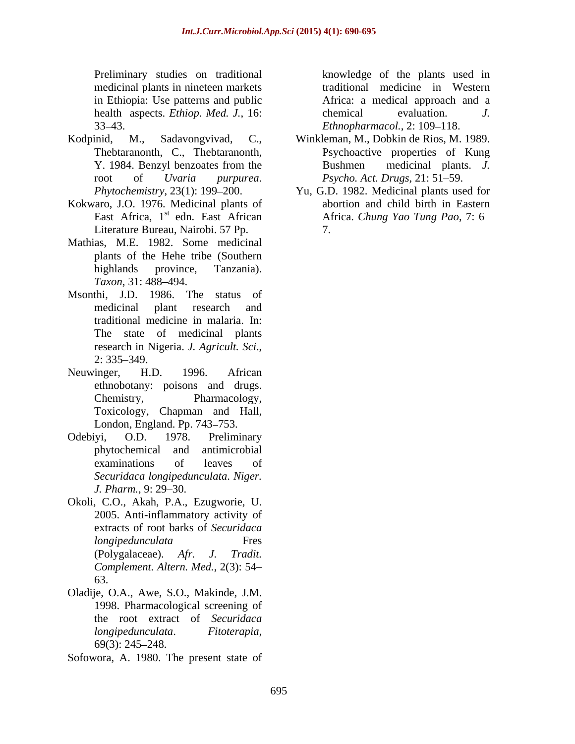Preliminary studies on traditional medicinal plants in nineteen markets in Ethiopia: Use patterns and public health aspects. *Ethiop. Med. J.*, 16: 33–43.

Kodpinid, M., Sadavongvivad, C., Thebtaranonth, C., Thebtaranonth, Y. 1984. Benzyl benzoates from the root of *Uvaria purpurea*. *Phytochemistry*, 23(1): 199–200.

Kokwaro, J.O. 1976. Medicinal plants of East Africa, 1st edn. East African Literature Bureau, Nairobi. 57 Pp.

Mathias, M.E. 1982. Some medicinal plants of the Hehe tribe (Southern highlands province, Tanzania). *Taxon*, 31: 488–494.

Msonthi, J.D. 1986. The status of medicinal plant research and traditional medicine in malaria. In: The state of medicinal plants research in Nigeria. *J. Agricult. Sci*., 2: 335–349.

Neuwinger, H.D. 1996. African ethnobotany: poisons and drugs. Chemistry, Pharmacology, Toxicology, Chapman and Hall, London, England. Pp. 743–753.

Odebiyi, O.D. 1978. Preliminary phytochemical and antimicrobial examinations of leaves of *Securidaca longipedunculata*. *Niger. J. Pharm.*, 9: 29–30.

Okoli, C.O., Akah, P.A., Ezugworie, U. 2005. Anti-inflammatory activity of extracts of root barks of *Securidaca longipedunculata* Fres (Polygalaceae). *Afr. J. Tradit. Complement. Altern. Med.*, 2(3): 54–63.

Oladije, O.A., Awe, S.O., Makinde, J.M. 1998. Pharmacological screening of the root extract of *Securidaca longipedunculata*. *Fitoterapia*, 69(3): 245–248.

Sofowora, A. 1980. The present state of knowledge of the plants used in traditional medicine in Western Africa: a medical approach and a chemical evaluation. *J. Ethnopharmacol.*, 2: 109–118.

Winkleman, M., Dobkin de Rios, M. 1989. Psychoactive properties of Kung Bushmen medicinal plants. *J. Psycho. Act. Drugs*, 21: 51–59.

Yu, G.D. 1982. Medicinal plants used for abortion and child birth in Eastern Africa. *Chung Yao Tung Pao*, 7: 6–7.